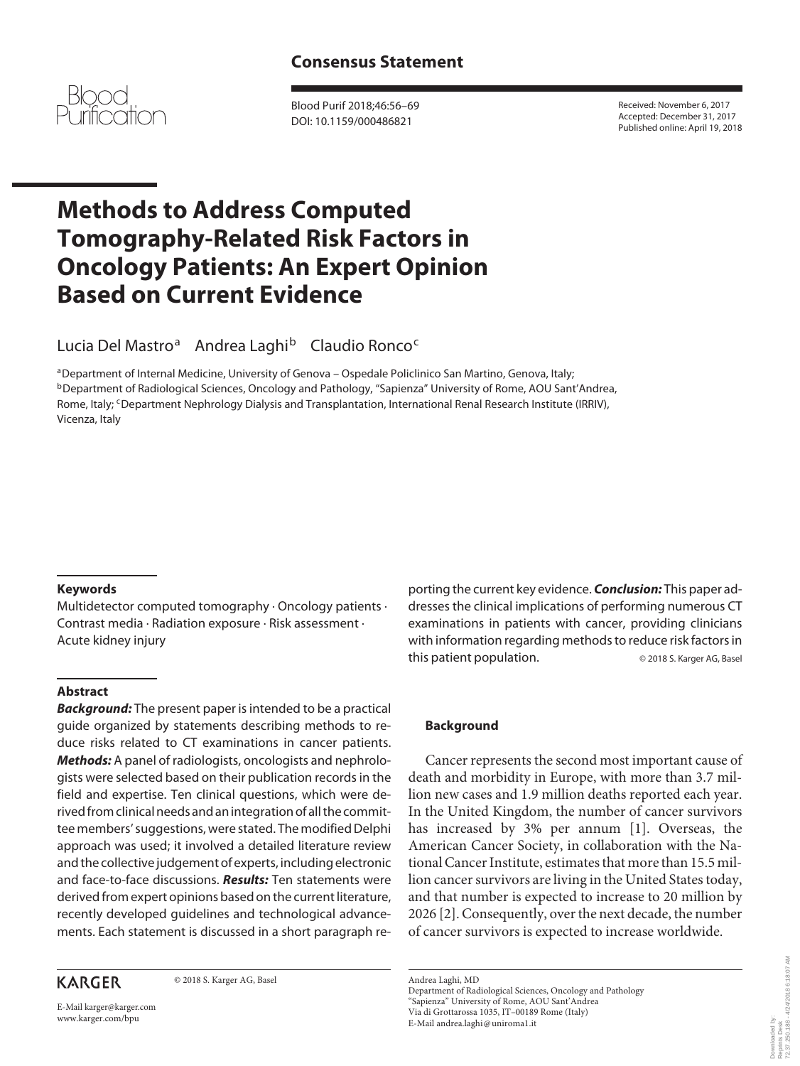# Consensus Statement

Received: November 6, 2017
Accepted: December 31, 2017
Published online: April 19, 2018

# Methods to Address Computed Tomography-Related Risk Factors in Oncology Patients: An Expert Opinion Based on Current Evidence

Lucia Del Mastro[a] Andrea Laghi[b] Claudio Ronco[c]

[a]Department of Internal Medicine, University of Genova – Ospedale Policlinico San Martino, Genova, Italy; [b]Department of Radiological Sciences, Oncology and Pathology, "Sapienza" University of Rome, AOU Sant'Andrea, Rome, Italy; [c]Department Nephrology Dialysis and Transplantation, International Renal Research Institute (IRRIV), Vicenza, Italy

### Keywords

Multidetector computed tomography · Oncology patients · Contrast media · Radiation exposure · Risk assessment · Acute kidney injury

### Abstract

***Background:*** The present paper is intended to be a practical guide organized by statements describing methods to reduce risks related to CT examinations in cancer patients. ***Methods:*** A panel of radiologists, oncologists and nephrologists were selected based on their publication records in the field and expertise. Ten clinical questions, which were derived from clinical needs and an integration of all the committee members' suggestions, were stated. The modified Delphi approach was used; it involved a detailed literature review and the collective judgement of experts, including electronic and face-to-face discussions. ***Results:*** Ten statements were derived from expert opinions based on the current literature, recently developed guidelines and technological advancements. Each statement is discussed in a short paragraph supporting the current key evidence. ***Conclusion:*** This paper addresses the clinical implications of performing numerous CT examinations in patients with cancer, providing clinicians with information regarding methods to reduce risk factors in this patient population. © 2018 S. Karger AG, Basel

## Background

Cancer represents the second most important cause of death and morbidity in Europe, with more than 3.7 million new cases and 1.9 million deaths reported each year. In the United Kingdom, the number of cancer survivors has increased by 3% per annum [1]. Overseas, the American Cancer Society, in collaboration with the National Cancer Institute, estimates that more than 15.5 million cancer survivors are living in the United States today, and that number is expected to increase to 20 million by 2026 [2]. Consequently, over the next decade, the number of cancer survivors is expected to increase worldwide.

© 2018 S. Karger AG, Basel

E-Mail karger@karger.com
www.karger.com/bpu

Andrea Laghi, MD
Department of Radiological Sciences, Oncology and Pathology
"Sapienza" University of Rome, AOU Sant'Andrea
Via di Grottarossa 1035, IT–00189 Rome (Italy)
E-Mail andrea.laghi@uniroma1.it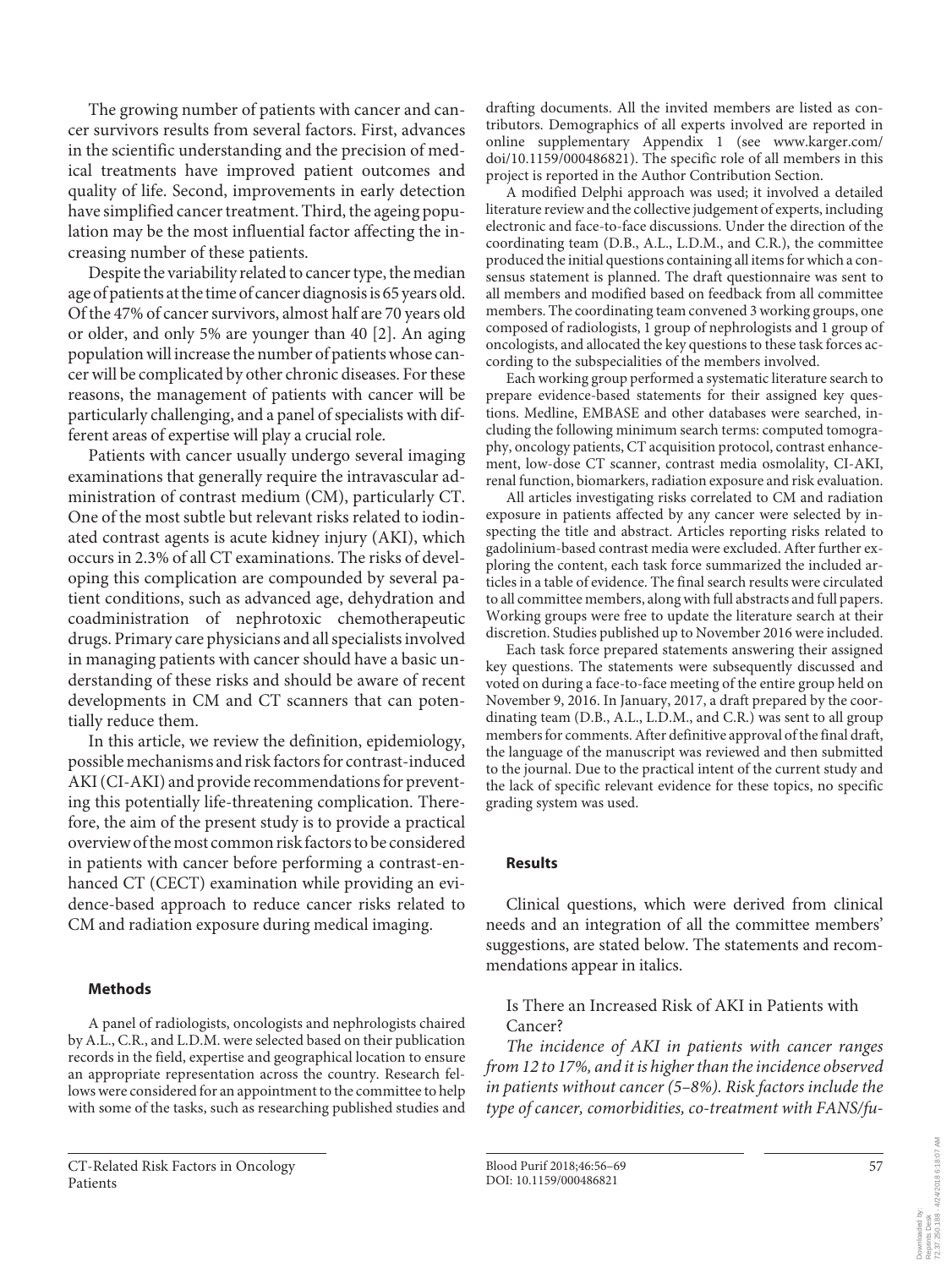The growing number of patients with cancer and cancer survivors results from several factors. First, advances in the scientific understanding and the precision of medical treatments have improved patient outcomes and quality of life. Second, improvements in early detection have simplified cancer treatment. Third, the ageing population may be the most influential factor affecting the increasing number of these patients.

Despite the variability related to cancer type, the median age of patients at the time of cancer diagnosis is 65 years old. Of the 47% of cancer survivors, almost half are 70 years old or older, and only 5% are younger than 40 [2]. An aging population will increase the number of patients whose cancer will be complicated by other chronic diseases. For these reasons, the management of patients with cancer will be particularly challenging, and a panel of specialists with different areas of expertise will play a crucial role.

Patients with cancer usually undergo several imaging examinations that generally require the intravascular administration of contrast medium (CM), particularly CT. One of the most subtle but relevant risks related to iodinated contrast agents is acute kidney injury (AKI), which occurs in 2.3% of all CT examinations. The risks of developing this complication are compounded by several patient conditions, such as advanced age, dehydration and coadministration of nephrotoxic chemotherapeutic drugs. Primary care physicians and all specialists involved in managing patients with cancer should have a basic understanding of these risks and should be aware of recent developments in CM and CT scanners that can potentially reduce them.

In this article, we review the definition, epidemiology, possible mechanisms and risk factors for contrast-induced AKI (CI-AKI) and provide recommendations for preventing this potentially life-threatening complication. Therefore, the aim of the present study is to provide a practical overview of the most common risk factors to be considered in patients with cancer before performing a contrast-enhanced CT (CECT) examination while providing an evidence-based approach to reduce cancer risks related to CM and radiation exposure during medical imaging.

## Methods

A panel of radiologists, oncologists and nephrologists chaired by A.L., C.R., and L.D.M. were selected based on their publication records in the field, expertise and geographical location to ensure an appropriate representation across the country. Research fellows were considered for an appointment to the committee to help with some of the tasks, such as researching published studies and drafting documents. All the invited members are listed as contributors. Demographics of all experts involved are reported in online supplementary Appendix 1 (see www.karger.com/doi/10.1159/000486821). The specific role of all members in this project is reported in the Author Contribution Section.

A modified Delphi approach was used; it involved a detailed literature review and the collective judgement of experts, including electronic and face-to-face discussions. Under the direction of the coordinating team (D.B., A.L., L.D.M., and C.R.), the committee produced the initial questions containing all items for which a consensus statement is planned. The draft questionnaire was sent to all members and modified based on feedback from all committee members. The coordinating team convened 3 working groups, one composed of radiologists, 1 group of nephrologists and 1 group of oncologists, and allocated the key questions to these task forces according to the subspecialities of the members involved.

Each working group performed a systematic literature search to prepare evidence-based statements for their assigned key questions. Medline, EMBASE and other databases were searched, including the following minimum search terms: computed tomography, oncology patients, CT acquisition protocol, contrast enhancement, low-dose CT scanner, contrast media osmolality, CI-AKI, renal function, biomarkers, radiation exposure and risk evaluation.

All articles investigating risks correlated to CM and radiation exposure in patients affected by any cancer were selected by inspecting the title and abstract. Articles reporting risks related to gadolinium-based contrast media were excluded. After further exploring the content, each task force summarized the included articles in a table of evidence. The final search results were circulated to all committee members, along with full abstracts and full papers. Working groups were free to update the literature search at their discretion. Studies published up to November 2016 were included.

Each task force prepared statements answering their assigned key questions. The statements were subsequently discussed and voted on during a face-to-face meeting of the entire group held on November 9, 2016. In January, 2017, a draft prepared by the coordinating team (D.B., A.L., L.D.M., and C.R.) was sent to all group members for comments. After definitive approval of the final draft, the language of the manuscript was reviewed and then submitted to the journal. Due to the practical intent of the current study and the lack of specific relevant evidence for these topics, no specific grading system was used.

## Results

Clinical questions, which were derived from clinical needs and an integration of all the committee members' suggestions, are stated below. The statements and recommendations appear in italics.

### Is There an Increased Risk of AKI in Patients with Cancer?

*The incidence of AKI in patients with cancer ranges from 12 to 17%, and it is higher than the incidence observed in patients without cancer (5–8%). Risk factors include the type of cancer, comorbidities, co-treatment with FANS/fu-*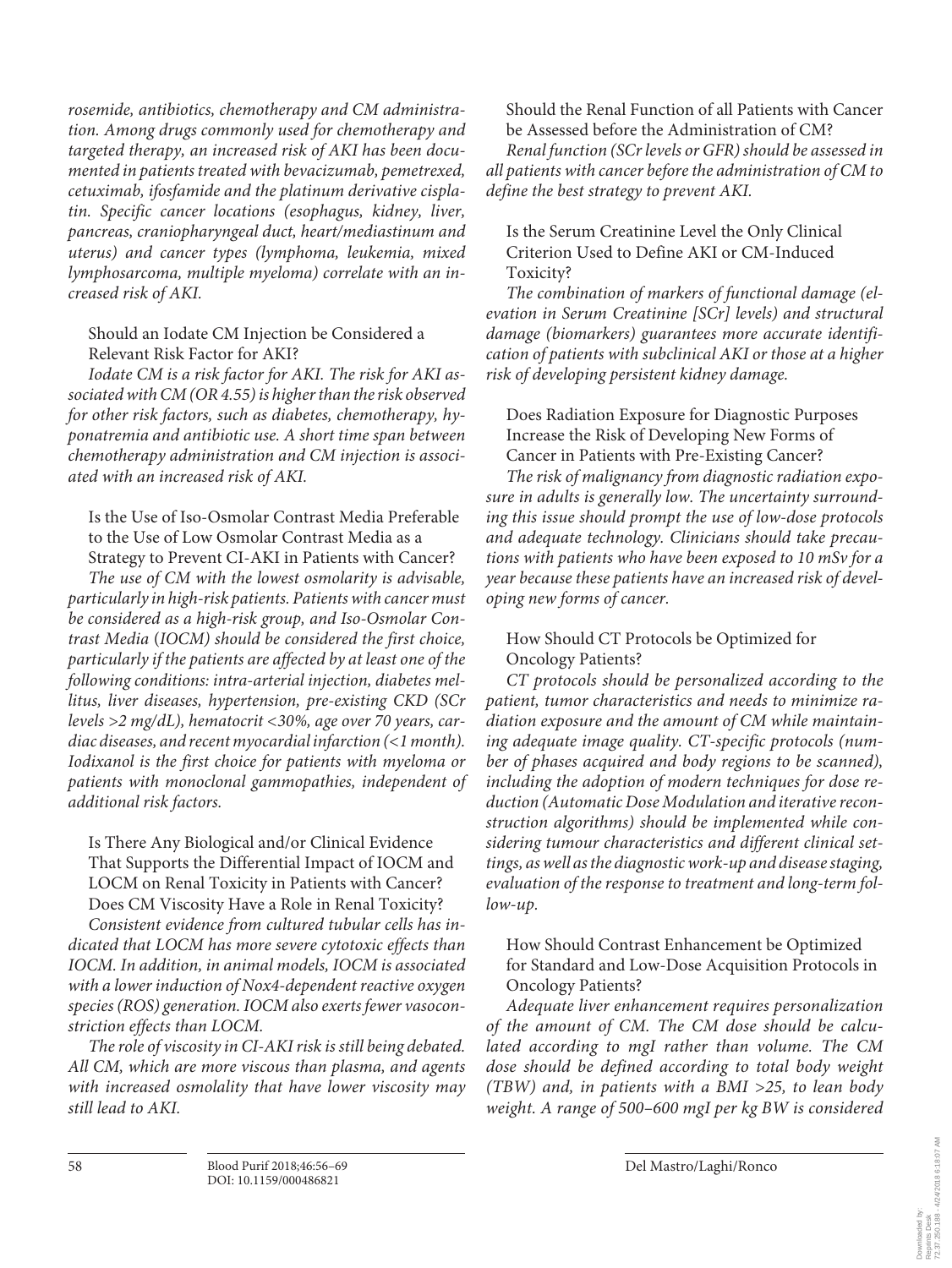*rosemide, antibiotics, chemotherapy and CM administration. Among drugs commonly used for chemotherapy and targeted therapy, an increased risk of AKI has been documented in patients treated with bevacizumab, pemetrexed, cetuximab, ifosfamide and the platinum derivative cisplatin. Specific cancer locations (esophagus, kidney, liver, pancreas, craniopharyngeal duct, heart/mediastinum and uterus) and cancer types (lymphoma, leukemia, mixed lymphosarcoma, multiple myeloma) correlate with an increased risk of AKI.*

Should an Iodate CM Injection be Considered a Relevant Risk Factor for AKI?

*Iodate CM is a risk factor for AKI. The risk for AKI associated with CM (OR 4.55) is higher than the risk observed for other risk factors, such as diabetes, chemotherapy, hyponatremia and antibiotic use. A short time span between chemotherapy administration and CM injection is associated with an increased risk of AKI.*

Is the Use of Iso-Osmolar Contrast Media Preferable to the Use of Low Osmolar Contrast Media as a Strategy to Prevent CI-AKI in Patients with Cancer?

*The use of CM with the lowest osmolarity is advisable, particularly in high-risk patients. Patients with cancer must be considered as a high-risk group, and Iso-Osmolar Contrast Media (IOCM) should be considered the first choice, particularly if the patients are affected by at least one of the following conditions: intra-arterial injection, diabetes mellitus, liver diseases, hypertension, pre-existing CKD (SCr levels >2 mg/dL), hematocrit <30%, age over 70 years, cardiac diseases, and recent myocardial infarction (<1 month). Iodixanol is the first choice for patients with myeloma or patients with monoclonal gammopathies, independent of additional risk factors.*

Is There Any Biological and/or Clinical Evidence That Supports the Differential Impact of IOCM and LOCM on Renal Toxicity in Patients with Cancer? Does CM Viscosity Have a Role in Renal Toxicity?

*Consistent evidence from cultured tubular cells has indicated that LOCM has more severe cytotoxic effects than IOCM. In addition, in animal models, IOCM is associated with a lower induction of Nox4-dependent reactive oxygen species (ROS) generation. IOCM also exerts fewer vasoconstriction effects than LOCM.*

*The role of viscosity in CI-AKI risk is still being debated. All CM, which are more viscous than plasma, and agents with increased osmolality that have lower viscosity may still lead to AKI.*

Should the Renal Function of all Patients with Cancer be Assessed before the Administration of CM?

*Renal function (SCr levels or GFR) should be assessed in all patients with cancer before the administration of CM to define the best strategy to prevent AKI.*

Is the Serum Creatinine Level the Only Clinical Criterion Used to Define AKI or CM-Induced Toxicity?

*The combination of markers of functional damage (elevation in Serum Creatinine [SCr] levels) and structural damage (biomarkers) guarantees more accurate identification of patients with subclinical AKI or those at a higher risk of developing persistent kidney damage.*

Does Radiation Exposure for Diagnostic Purposes Increase the Risk of Developing New Forms of Cancer in Patients with Pre-Existing Cancer?

*The risk of malignancy from diagnostic radiation exposure in adults is generally low. The uncertainty surrounding this issue should prompt the use of low-dose protocols and adequate technology. Clinicians should take precautions with patients who have been exposed to 10 mSv for a year because these patients have an increased risk of developing new forms of cancer.*

How Should CT Protocols be Optimized for Oncology Patients?

*CT protocols should be personalized according to the patient, tumor characteristics and needs to minimize radiation exposure and the amount of CM while maintaining adequate image quality. CT-specific protocols (number of phases acquired and body regions to be scanned), including the adoption of modern techniques for dose reduction (Automatic Dose Modulation and iterative reconstruction algorithms) should be implemented while considering tumour characteristics and different clinical settings, as well as the diagnostic work-up and disease staging, evaluation of the response to treatment and long-term follow-up.*

How Should Contrast Enhancement be Optimized for Standard and Low-Dose Acquisition Protocols in Oncology Patients?

*Adequate liver enhancement requires personalization of the amount of CM. The CM dose should be calculated according to mgI rather than volume. The CM dose should be defined according to total body weight (TBW) and, in patients with a BMI >25, to lean body weight. A range of 500–600 mgI per kg BW is considered*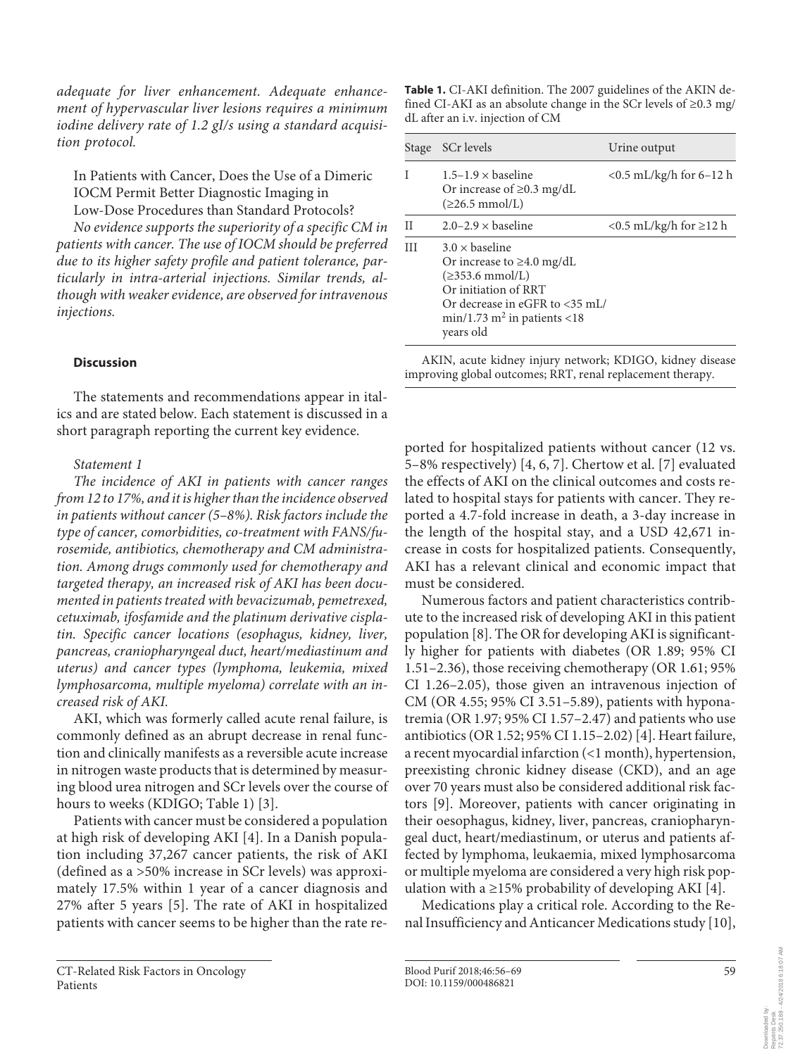*adequate for liver enhancement. Adequate enhancement of hypervascular liver lesions requires a minimum iodine delivery rate of 1.2 gI/s using a standard acquisition protocol.*

In Patients with Cancer, Does the Use of a Dimeric IOCM Permit Better Diagnostic Imaging in Low-Dose Procedures than Standard Protocols?

*No evidence supports the superiority of a specific CM in patients with cancer. The use of IOCM should be preferred due to its higher safety profile and patient tolerance, particularly in intra-arterial injections. Similar trends, although with weaker evidence, are observed for intravenous injections.*

### Discussion

The statements and recommendations appear in italics and are stated below. Each statement is discussed in a short paragraph reporting the current key evidence.

*Statement 1*

*The incidence of AKI in patients with cancer ranges from 12 to 17%, and it is higher than the incidence observed in patients without cancer (5–8%). Risk factors include the type of cancer, comorbidities, co-treatment with FANS/furosemide, antibiotics, chemotherapy and CM administration. Among drugs commonly used for chemotherapy and targeted therapy, an increased risk of AKI has been documented in patients treated with bevacizumab, pemetrexed, cetuximab, ifosfamide and the platinum derivative cisplatin. Specific cancer locations (esophagus, kidney, liver, pancreas, craniopharyngeal duct, heart/mediastinum and uterus) and cancer types (lymphoma, leukemia, mixed lymphosarcoma, multiple myeloma) correlate with an increased risk of AKI.*

AKI, which was formerly called acute renal failure, is commonly defined as an abrupt decrease in renal function and clinically manifests as a reversible acute increase in nitrogen waste products that is determined by measuring blood urea nitrogen and SCr levels over the course of hours to weeks (KDIGO; Table 1) [3].

Patients with cancer must be considered a population at high risk of developing AKI [4]. In a Danish population including 37,267 cancer patients, the risk of AKI (defined as a >50% increase in SCr levels) was approximately 17.5% within 1 year of a cancer diagnosis and 27% after 5 years [5]. The rate of AKI in hospitalized patients with cancer seems to be higher than the rate reported for hospitalized patients without cancer (12 vs. 5–8% respectively) [4, 6, 7]. Chertow et al. [7] evaluated the effects of AKI on the clinical outcomes and costs related to hospital stays for patients with cancer. They reported a 4.7-fold increase in death, a 3-day increase in the length of the hospital stay, and a USD 42,671 increase in costs for hospitalized patients. Consequently, AKI has a relevant clinical and economic impact that must be considered.

Numerous factors and patient characteristics contribute to the increased risk of developing AKI in this patient population [8]. The OR for developing AKI is significantly higher for patients with diabetes (OR 1.89; 95% CI 1.51–2.36), those receiving chemotherapy (OR 1.61; 95% CI 1.26–2.05), those given an intravenous injection of CM (OR 4.55; 95% CI 3.51–5.89), patients with hyponatremia (OR 1.97; 95% CI 1.57–2.47) and patients who use antibiotics (OR 1.52; 95% CI 1.15–2.02) [4]. Heart failure, a recent myocardial infarction (<1 month), hypertension, preexisting chronic kidney disease (CKD), and an age over 70 years must also be considered additional risk factors [9]. Moreover, patients with cancer originating in their oesophagus, kidney, liver, pancreas, craniopharyngeal duct, heart/mediastinum, or uterus and patients affected by lymphoma, leukaemia, mixed lymphosarcoma or multiple myeloma are considered a very high risk population with a ≥15% probability of developing AKI [4].

Medications play a critical role. According to the Renal Insufficiency and Anticancer Medications study [10],

**Table 1.** CI-AKI definition. The 2007 guidelines of the AKIN defined CI-AKI as an absolute change in the SCr levels of ≥0.3 mg/dL after an i.v. injection of CM

| Stage | SCr levels | Urine output |
|---|---|---|
| I | 1.5–1.9 × baseline<br>Or increase of ≥0.3 mg/dL (≥26.5 mmol/L) | <0.5 mL/kg/h for 6–12 h |
| II | 2.0–2.9 × baseline | <0.5 mL/kg/h for ≥12 h |
| III | 3.0 × baseline<br>Or increase to ≥4.0 mg/dL (≥353.6 mmol/L)<br>Or initiation of RRT<br>Or decrease in eGFR to <35 mL/min/1.73 m$^2$ in patients <18 years old | |

AKIN, acute kidney injury network; KDIGO, kidney disease improving global outcomes; RRT, renal replacement therapy.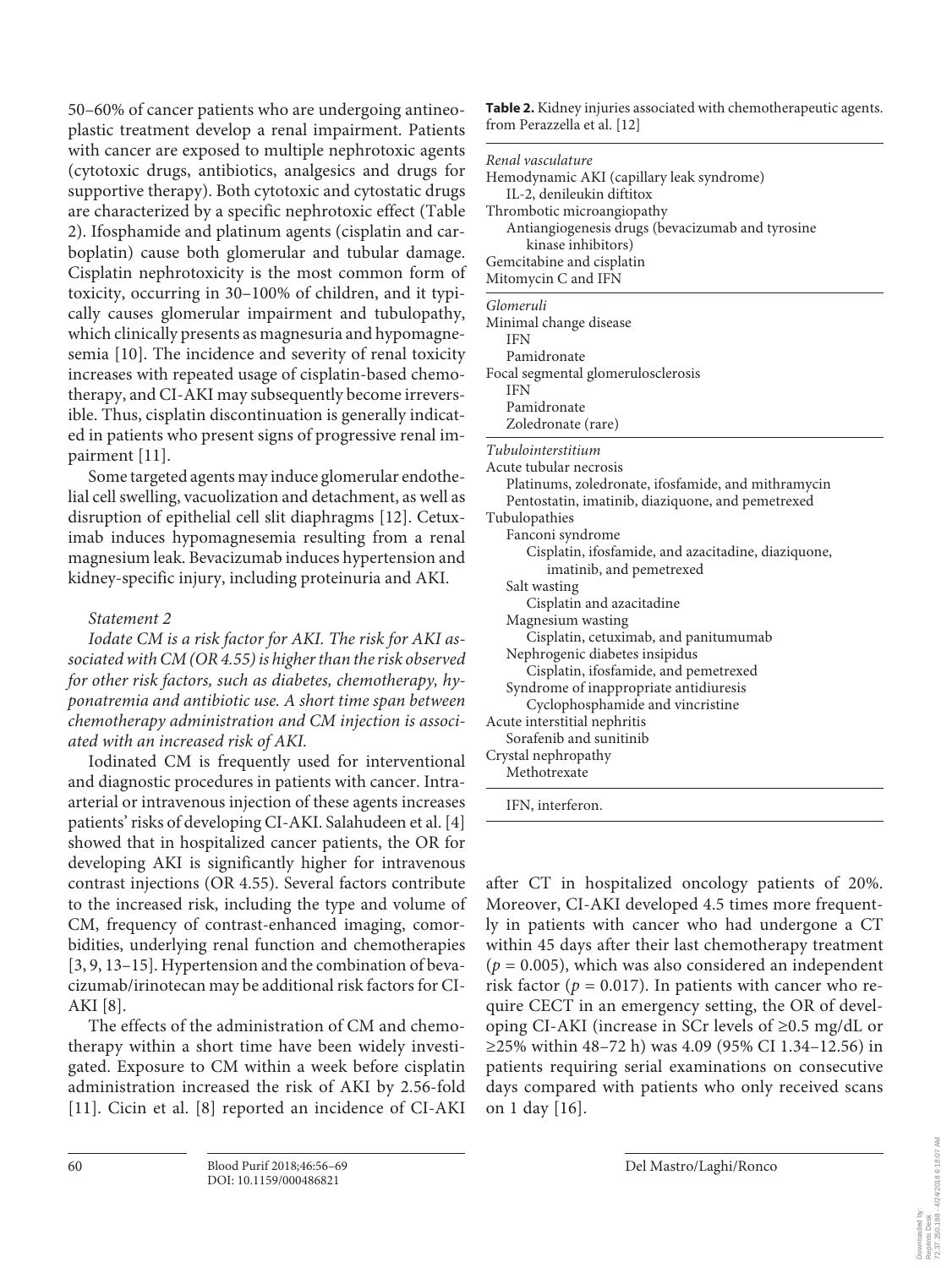50–60% of cancer patients who are undergoing antineoplastic treatment develop a renal impairment. Patients with cancer are exposed to multiple nephrotoxic agents (cytotoxic drugs, antibiotics, analgesics and drugs for supportive therapy). Both cytotoxic and cytostatic drugs are characterized by a specific nephrotoxic effect (Table 2). Ifosphamide and platinum agents (cisplatin and carboplatin) cause both glomerular and tubular damage. Cisplatin nephrotoxicity is the most common form of toxicity, occurring in 30–100% of children, and it typically causes glomerular impairment and tubulopathy, which clinically presents as magnesuria and hypomagnesemia [10]. The incidence and severity of renal toxicity increases with repeated usage of cisplatin-based chemotherapy, and CI-AKI may subsequently become irreversible. Thus, cisplatin discontinuation is generally indicated in patients who present signs of progressive renal impairment [11].

Some targeted agents may induce glomerular endothelial cell swelling, vacuolization and detachment, as well as disruption of epithelial cell slit diaphragms [12]. Cetuximab induces hypomagnesemia resulting from a renal magnesium leak. Bevacizumab induces hypertension and kidney-specific injury, including proteinuria and AKI.

*Statement 2*

*Iodate CM is a risk factor for AKI. The risk for AKI associated with CM (OR 4.55) is higher than the risk observed for other risk factors, such as diabetes, chemotherapy, hyponatremia and antibiotic use. A short time span between chemotherapy administration and CM injection is associated with an increased risk of AKI.*

Iodinated CM is frequently used for interventional and diagnostic procedures in patients with cancer. Intraarterial or intravenous injection of these agents increases patients' risks of developing CI-AKI. Salahudeen et al. [4] showed that in hospitalized cancer patients, the OR for developing AKI is significantly higher for intravenous contrast injections (OR 4.55). Several factors contribute to the increased risk, including the type and volume of CM, frequency of contrast-enhanced imaging, comorbidities, underlying renal function and chemotherapies [3, 9, 13–15]. Hypertension and the combination of bevacizumab/irinotecan may be additional risk factors for CI-AKI [8].

The effects of the administration of CM and chemotherapy within a short time have been widely investigated. Exposure to CM within a week before cisplatin administration increased the risk of AKI by 2.56-fold [11]. Cicin et al. [8] reported an incidence of CI-AKI after CT in hospitalized oncology patients of 20%. Moreover, CI-AKI developed 4.5 times more frequently in patients with cancer who had undergone a CT within 45 days after their last chemotherapy treatment ($p = 0.005$), which was also considered an independent risk factor ($p = 0.017$). In patients with cancer who require CECT in an emergency setting, the OR of developing CI-AKI (increase in SCr levels of ≥0.5 mg/dL or ≥25% within 48–72 h) was 4.09 (95% CI 1.34–12.56) in patients requiring serial examinations on consecutive days compared with patients who only received scans on 1 day [16].

**Table 2.** Kidney injuries associated with chemotherapeutic agents. from Perazzella et al. [12]

| |
|---|
| *Renal vasculature* |
| Hemodynamic AKI (capillary leak syndrome) |
| &nbsp;&nbsp;IL-2, denileukin diftitox |
| Thrombotic microangiopathy |
| &nbsp;&nbsp;Antiangiogenesis drugs (bevacizumab and tyrosine kinase inhibitors) |
| Gemcitabine and cisplatin |
| Mitomycin C and IFN |
| *Glomeruli* |
| Minimal change disease |
| &nbsp;&nbsp;IFN |
| &nbsp;&nbsp;Pamidronate |
| Focal segmental glomerulosclerosis |
| &nbsp;&nbsp;IFN |
| &nbsp;&nbsp;Pamidronate |
| &nbsp;&nbsp;Zoledronate (rare) |
| *Tubulointerstitium* |
| Acute tubular necrosis |
| &nbsp;&nbsp;Platinums, zoledronate, ifosfamide, and mithramycin |
| &nbsp;&nbsp;Pentostatin, imatinib, diaziquone, and pemetrexed |
| Tubulopathies |
| &nbsp;&nbsp;Fanconi syndrome |
| &nbsp;&nbsp;&nbsp;&nbsp;Cisplatin, ifosfamide, and azacitadine, diaziquone, imatinib, and pemetrexed |
| &nbsp;&nbsp;Salt wasting |
| &nbsp;&nbsp;&nbsp;&nbsp;Cisplatin and azacitadine |
| &nbsp;&nbsp;Magnesium wasting |
| &nbsp;&nbsp;&nbsp;&nbsp;Cisplatin, cetuximab, and panitumumab |
| &nbsp;&nbsp;Nephrogenic diabetes insipidus |
| &nbsp;&nbsp;&nbsp;&nbsp;Cisplatin, ifosfamide, and pemetrexed |
| &nbsp;&nbsp;Syndrome of inappropriate antidiuresis |
| &nbsp;&nbsp;&nbsp;&nbsp;Cyclophosphamide and vincristine |
| Acute interstitial nephritis |
| &nbsp;&nbsp;Sorafenib and sunitinib |
| Crystal nephropathy |
| &nbsp;&nbsp;Methotrexate |

IFN, interferon.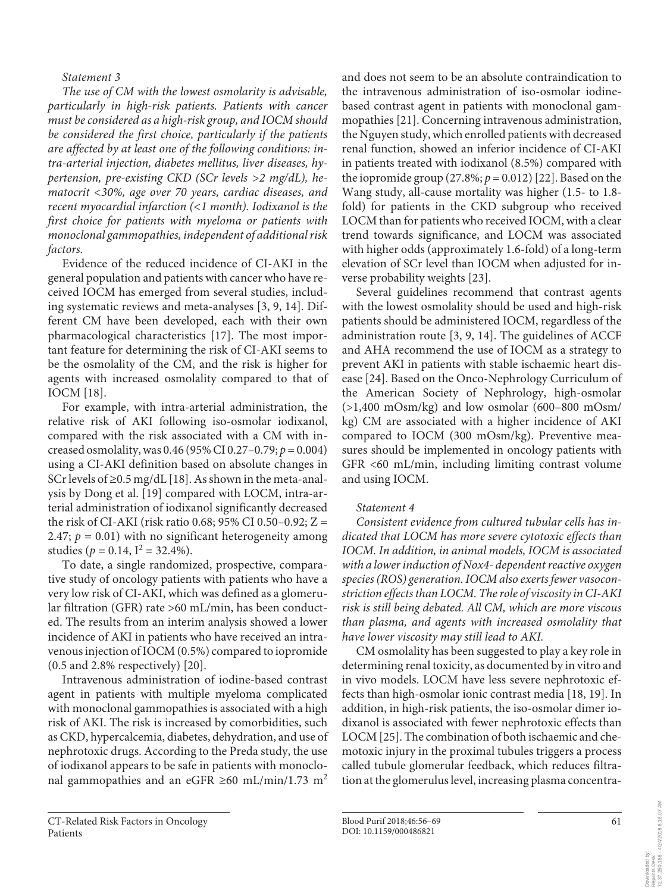*Statement 3*

*The use of CM with the lowest osmolarity is advisable, particularly in high-risk patients. Patients with cancer must be considered as a high-risk group, and IOCM should be considered the first choice, particularly if the patients are affected by at least one of the following conditions: intra-arterial injection, diabetes mellitus, liver diseases, hypertension, pre-existing CKD (SCr levels >2 mg/dL), hematocrit <30%, age over 70 years, cardiac diseases, and recent myocardial infarction (<1 month). Iodixanol is the first choice for patients with myeloma or patients with monoclonal gammopathies, independent of additional risk factors.*

Evidence of the reduced incidence of CI-AKI in the general population and patients with cancer who have received IOCM has emerged from several studies, including systematic reviews and meta-analyses [3, 9, 14]. Different CM have been developed, each with their own pharmacological characteristics [17]. The most important feature for determining the risk of CI-AKI seems to be the osmolality of the CM, and the risk is higher for agents with increased osmolality compared to that of IOCM [18].

For example, with intra-arterial administration, the relative risk of AKI following iso-osmolar iodixanol, compared with the risk associated with a CM with increased osmolality, was 0.46 (95% CI 0.27–0.79; $p = 0.004$) using a CI-AKI definition based on absolute changes in SCr levels of ≥0.5 mg/dL [18]. As shown in the meta-analysis by Dong et al. [19] compared with LOCM, intra-arterial administration of iodixanol significantly decreased the risk of CI-AKI (risk ratio 0.68; 95% CI 0.50–0.92; $Z = 2.47$; $p = 0.01$) with no significant heterogeneity among studies ($p = 0.14$, $I^2 = 32.4\%$).

To date, a single randomized, prospective, comparative study of oncology patients with patients who have a very low risk of CI-AKI, which was defined as a glomerular filtration (GFR) rate >60 mL/min, has been conducted. The results from an interim analysis showed a lower incidence of AKI in patients who have received an intravenous injection of IOCM (0.5%) compared to iopromide (0.5 and 2.8% respectively) [20].

Intravenous administration of iodine-based contrast agent in patients with multiple myeloma complicated with monoclonal gammopathies is associated with a high risk of AKI. The risk is increased by comorbidities, such as CKD, hypercalcemia, diabetes, dehydration, and use of nephrotoxic drugs. According to the Preda study, the use of iodixanol appears to be safe in patients with monoclonal gammopathies and an eGFR ≥60 mL/min/1.73 $m^2$ and does not seem to be an absolute contraindication to the intravenous administration of iso-osmolar iodine-based contrast agent in patients with monoclonal gammopathies [21]. Concerning intravenous administration, the Nguyen study, which enrolled patients with decreased renal function, showed an inferior incidence of CI-AKI in patients treated with iodixanol (8.5%) compared with the iopromide group (27.8%; $p = 0.012$) [22]. Based on the Wang study, all-cause mortality was higher (1.5- to 1.8-fold) for patients in the CKD subgroup who received LOCM than for patients who received IOCM, with a clear trend towards significance, and LOCM was associated with higher odds (approximately 1.6-fold) of a long-term elevation of SCr level than IOCM when adjusted for inverse probability weights [23].

Several guidelines recommend that contrast agents with the lowest osmolality should be used and high-risk patients should be administered IOCM, regardless of the administration route [3, 9, 14]. The guidelines of ACCF and AHA recommend the use of IOCM as a strategy to prevent AKI in patients with stable ischaemic heart disease [24]. Based on the Onco-Nephrology Curriculum of the American Society of Nephrology, high-osmolar (>1,400 mOsm/kg) and low osmolar (600–800 mOsm/kg) CM are associated with a higher incidence of AKI compared to IOCM (300 mOsm/kg). Preventive measures should be implemented in oncology patients with GFR <60 mL/min, including limiting contrast volume and using IOCM.

*Statement 4*

*Consistent evidence from cultured tubular cells has indicated that LOCM has more severe cytotoxic effects than IOCM. In addition, in animal models, IOCM is associated with a lower induction of Nox4- dependent reactive oxygen species (ROS) generation. IOCM also exerts fewer vasoconstriction effects than LOCM. The role of viscosity in CI-AKI risk is still being debated. All CM, which are more viscous than plasma, and agents with increased osmolality that have lower viscosity may still lead to AKI.*

CM osmolality has been suggested to play a key role in determining renal toxicity, as documented by in vitro and in vivo models. LOCM have less severe nephrotoxic effects than high-osmolar ionic contrast media [18, 19]. In addition, in high-risk patients, the iso-osmolar dimer iodixanol is associated with fewer nephrotoxic effects than LOCM [25]. The combination of both ischaemic and chemotoxic injury in the proximal tubules triggers a process called tubule glomerular feedback, which reduces filtration at the glomerulus level, increasing plasma concentra-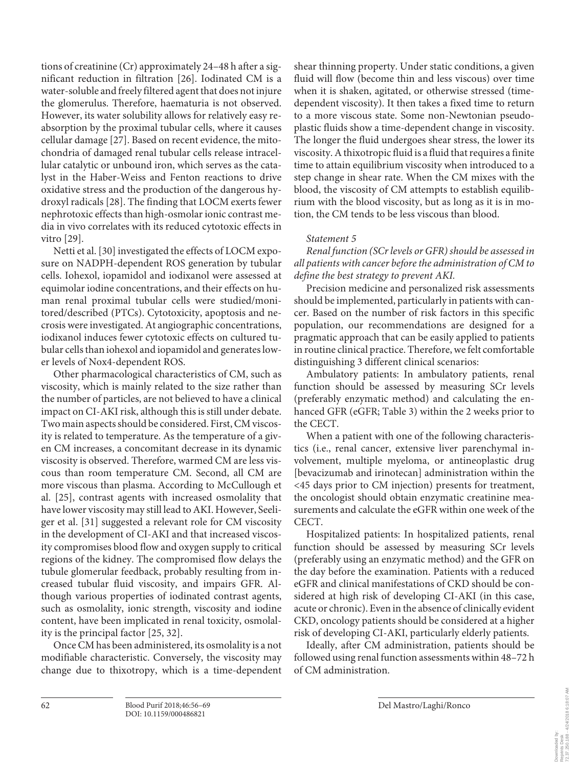tions of creatinine (Cr) approximately 24–48 h after a significant reduction in filtration [26]. Iodinated CM is a water-soluble and freely filtered agent that does not injure the glomerulus. Therefore, haematuria is not observed. However, its water solubility allows for relatively easy reabsorption by the proximal tubular cells, where it causes cellular damage [27]. Based on recent evidence, the mitochondria of damaged renal tubular cells release intracellular catalytic or unbound iron, which serves as the catalyst in the Haber-Weiss and Fenton reactions to drive oxidative stress and the production of the dangerous hydroxyl radicals [28]. The finding that LOCM exerts fewer nephrotoxic effects than high-osmolar ionic contrast media in vivo correlates with its reduced cytotoxic effects in vitro [29].

Netti et al. [30] investigated the effects of LOCM exposure on NADPH-dependent ROS generation by tubular cells. Iohexol, iopamidol and iodixanol were assessed at equimolar iodine concentrations, and their effects on human renal proximal tubular cells were studied/monitored/described (PTCs). Cytotoxicity, apoptosis and necrosis were investigated. At angiographic concentrations, iodixanol induces fewer cytotoxic effects on cultured tubular cells than iohexol and iopamidol and generates lower levels of Nox4-dependent ROS.

Other pharmacological characteristics of CM, such as viscosity, which is mainly related to the size rather than the number of particles, are not believed to have a clinical impact on CI-AKI risk, although this is still under debate. Two main aspects should be considered. First, CM viscosity is related to temperature. As the temperature of a given CM increases, a concomitant decrease in its dynamic viscosity is observed. Therefore, warmed CM are less viscous than room temperature CM. Second, all CM are more viscous than plasma. According to McCullough et al. [25], contrast agents with increased osmolality that have lower viscosity may still lead to AKI. However, Seeliger et al. [31] suggested a relevant role for CM viscosity in the development of CI-AKI and that increased viscosity compromises blood flow and oxygen supply to critical regions of the kidney. The compromised flow delays the tubule glomerular feedback, probably resulting from increased tubular fluid viscosity, and impairs GFR. Although various properties of iodinated contrast agents, such as osmolality, ionic strength, viscosity and iodine content, have been implicated in renal toxicity, osmolality is the principal factor [25, 32].

Once CM has been administered, its osmolality is a not modifiable characteristic. Conversely, the viscosity may change due to thixotropy, which is a time-dependent shear thinning property. Under static conditions, a given fluid will flow (become thin and less viscous) over time when it is shaken, agitated, or otherwise stressed (time-dependent viscosity). It then takes a fixed time to return to a more viscous state. Some non-Newtonian pseudoplastic fluids show a time-dependent change in viscosity. The longer the fluid undergoes shear stress, the lower its viscosity. A thixotropic fluid is a fluid that requires a finite time to attain equilibrium viscosity when introduced to a step change in shear rate. When the CM mixes with the blood, the viscosity of CM attempts to establish equilibrium with the blood viscosity, but as long as it is in motion, the CM tends to be less viscous than blood.

*Statement 5*

*Renal function (SCr levels or GFR) should be assessed in all patients with cancer before the administration of CM to define the best strategy to prevent AKI.*

Precision medicine and personalized risk assessments should be implemented, particularly in patients with cancer. Based on the number of risk factors in this specific population, our recommendations are designed for a pragmatic approach that can be easily applied to patients in routine clinical practice. Therefore, we felt comfortable distinguishing 3 different clinical scenarios:

Ambulatory patients: In ambulatory patients, renal function should be assessed by measuring SCr levels (preferably enzymatic method) and calculating the enhanced GFR (eGFR; Table 3) within the 2 weeks prior to the CECT.

When a patient with one of the following characteristics (i.e., renal cancer, extensive liver parenchymal involvement, multiple myeloma, or antineoplastic drug [bevacizumab and irinotecan] administration within the <45 days prior to CM injection) presents for treatment, the oncologist should obtain enzymatic creatinine measurements and calculate the eGFR within one week of the CECT.

Hospitalized patients: In hospitalized patients, renal function should be assessed by measuring SCr levels (preferably using an enzymatic method) and the GFR on the day before the examination. Patients with a reduced eGFR and clinical manifestations of CKD should be considered at high risk of developing CI-AKI (in this case, acute or chronic). Even in the absence of clinically evident CKD, oncology patients should be considered at a higher risk of developing CI-AKI, particularly elderly patients.

Ideally, after CM administration, patients should be followed using renal function assessments within 48–72 h of CM administration.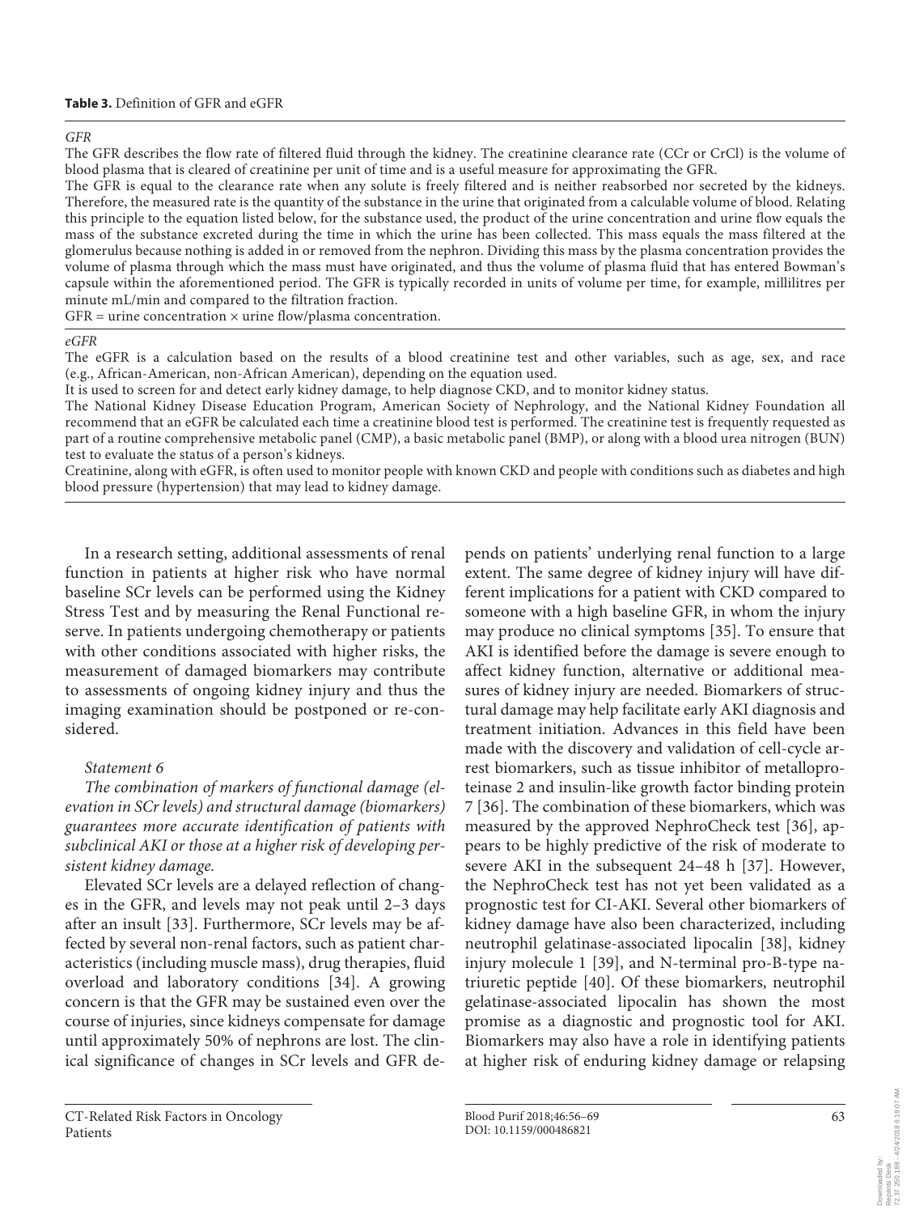**Table 3.** Definition of GFR and eGFR

*GFR*

The GFR describes the flow rate of filtered fluid through the kidney. The creatinine clearance rate (CCr or CrCl) is the volume of blood plasma that is cleared of creatinine per unit of time and is a useful measure for approximating the GFR.

The GFR is equal to the clearance rate when any solute is freely filtered and is neither reabsorbed nor secreted by the kidneys. Therefore, the measured rate is the quantity of the substance in the urine that originated from a calculable volume of blood. Relating this principle to the equation listed below, for the substance used, the product of the urine concentration and urine flow equals the mass of the substance excreted during the time in which the urine has been collected. This mass equals the mass filtered at the glomerulus because nothing is added in or removed from the nephron. Dividing this mass by the plasma concentration provides the volume of plasma through which the mass must have originated, and thus the volume of plasma fluid that has entered Bowman's capsule within the aforementioned period. The GFR is typically recorded in units of volume per time, for example, millilitres per minute mL/min and compared to the filtration fraction.

GFR = urine concentration × urine flow/plasma concentration.

*eGFR*

The eGFR is a calculation based on the results of a blood creatinine test and other variables, such as age, sex, and race (e.g., African-American, non-African American), depending on the equation used.

It is used to screen for and detect early kidney damage, to help diagnose CKD, and to monitor kidney status.

The National Kidney Disease Education Program, American Society of Nephrology, and the National Kidney Foundation all recommend that an eGFR be calculated each time a creatinine blood test is performed. The creatinine test is frequently requested as part of a routine comprehensive metabolic panel (CMP), a basic metabolic panel (BMP), or along with a blood urea nitrogen (BUN) test to evaluate the status of a person's kidneys.

Creatinine, along with eGFR, is often used to monitor people with known CKD and people with conditions such as diabetes and high blood pressure (hypertension) that may lead to kidney damage.

In a research setting, additional assessments of renal function in patients at higher risk who have normal baseline SCr levels can be performed using the Kidney Stress Test and by measuring the Renal Functional reserve. In patients undergoing chemotherapy or patients with other conditions associated with higher risks, the measurement of damaged biomarkers may contribute to assessments of ongoing kidney injury and thus the imaging examination should be postponed or re-considered.

*Statement 6*

*The combination of markers of functional damage (elevation in SCr levels) and structural damage (biomarkers) guarantees more accurate identification of patients with subclinical AKI or those at a higher risk of developing persistent kidney damage.*

Elevated SCr levels are a delayed reflection of changes in the GFR, and levels may not peak until 2–3 days after an insult [33]. Furthermore, SCr levels may be affected by several non-renal factors, such as patient characteristics (including muscle mass), drug therapies, fluid overload and laboratory conditions [34]. A growing concern is that the GFR may be sustained even over the course of injuries, since kidneys compensate for damage until approximately 50% of nephrons are lost. The clinical significance of changes in SCr levels and GFR depends on patients' underlying renal function to a large extent. The same degree of kidney injury will have different implications for a patient with CKD compared to someone with a high baseline GFR, in whom the injury may produce no clinical symptoms [35]. To ensure that AKI is identified before the damage is severe enough to affect kidney function, alternative or additional measures of kidney injury are needed. Biomarkers of structural damage may help facilitate early AKI diagnosis and treatment initiation. Advances in this field have been made with the discovery and validation of cell-cycle arrest biomarkers, such as tissue inhibitor of metalloproteinase 2 and insulin-like growth factor binding protein 7 [36]. The combination of these biomarkers, which was measured by the approved NephroCheck test [36], appears to be highly predictive of the risk of moderate to severe AKI in the subsequent 24–48 h [37]. However, the NephroCheck test has not yet been validated as a prognostic test for CI-AKI. Several other biomarkers of kidney damage have also been characterized, including neutrophil gelatinase-associated lipocalin [38], kidney injury molecule 1 [39], and N-terminal pro-B-type natriuretic peptide [40]. Of these biomarkers, neutrophil gelatinase-associated lipocalin has shown the most promise as a diagnostic and prognostic tool for AKI. Biomarkers may also have a role in identifying patients at higher risk of enduring kidney damage or relapsing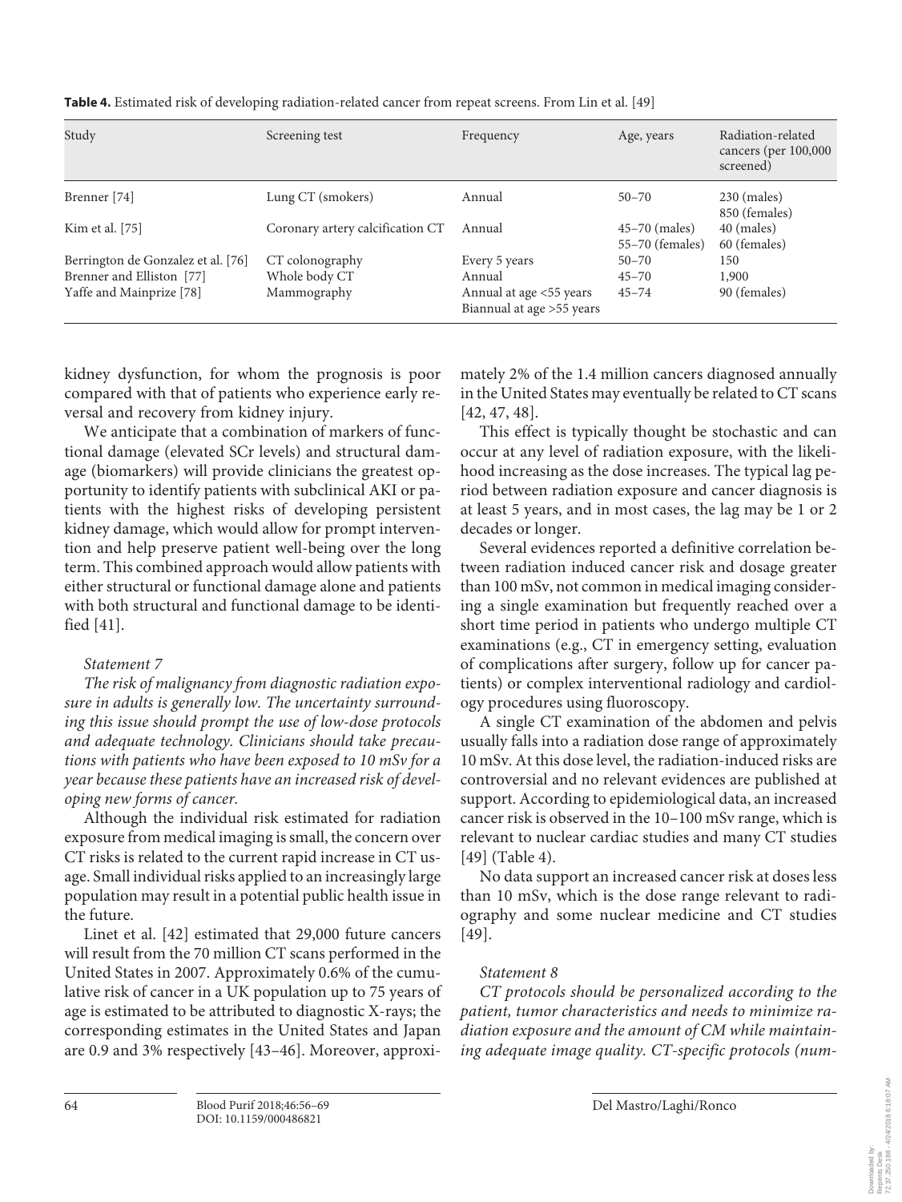**Table 4.** Estimated risk of developing radiation-related cancer from repeat screens. From Lin et al. [49]

| Study | Screening test | Frequency | Age, years | Radiation-related cancers (per 100,000 screened) |
|---|---|---|---|---|
| Brenner [74] | Lung CT (smokers) | Annual | 50–70 | 230 (males)<br>850 (females) |
| Kim et al. [75] | Coronary artery calcification CT | Annual | 45–70 (males)<br>55–70 (females) | 40 (males)<br>60 (females) |
| Berrington de Gonzalez et al. [76] | CT colonography | Every 5 years | 50–70 | 150 |
| Brenner and Elliston [77] | Whole body CT | Annual | 45–70 | 1,900 |
| Yaffe and Mainprize [78] | Mammography | Annual at age <55 years<br>Biannual at age >55 years | 45–74 | 90 (females) |

kidney dysfunction, for whom the prognosis is poor compared with that of patients who experience early reversal and recovery from kidney injury.

We anticipate that a combination of markers of functional damage (elevated SCr levels) and structural damage (biomarkers) will provide clinicians the greatest opportunity to identify patients with subclinical AKI or patients with the highest risks of developing persistent kidney damage, which would allow for prompt intervention and help preserve patient well-being over the long term. This combined approach would allow patients with either structural or functional damage alone and patients with both structural and functional damage to be identified [41].

*Statement 7*

*The risk of malignancy from diagnostic radiation exposure in adults is generally low. The uncertainty surrounding this issue should prompt the use of low-dose protocols and adequate technology. Clinicians should take precautions with patients who have been exposed to 10 mSv for a year because these patients have an increased risk of developing new forms of cancer.*

Although the individual risk estimated for radiation exposure from medical imaging is small, the concern over CT risks is related to the current rapid increase in CT usage. Small individual risks applied to an increasingly large population may result in a potential public health issue in the future.

Linet et al. [42] estimated that 29,000 future cancers will result from the 70 million CT scans performed in the United States in 2007. Approximately 0.6% of the cumulative risk of cancer in a UK population up to 75 years of age is estimated to be attributed to diagnostic X-rays; the corresponding estimates in the United States and Japan are 0.9 and 3% respectively [43–46]. Moreover, approximately 2% of the 1.4 million cancers diagnosed annually in the United States may eventually be related to CT scans [42, 47, 48].

This effect is typically thought be stochastic and can occur at any level of radiation exposure, with the likelihood increasing as the dose increases. The typical lag period between radiation exposure and cancer diagnosis is at least 5 years, and in most cases, the lag may be 1 or 2 decades or longer.

Several evidences reported a definitive correlation between radiation induced cancer risk and dosage greater than 100 mSv, not common in medical imaging considering a single examination but frequently reached over a short time period in patients who undergo multiple CT examinations (e.g., CT in emergency setting, evaluation of complications after surgery, follow up for cancer patients) or complex interventional radiology and cardiology procedures using fluoroscopy.

A single CT examination of the abdomen and pelvis usually falls into a radiation dose range of approximately 10 mSv. At this dose level, the radiation-induced risks are controversial and no relevant evidences are published at support. According to epidemiological data, an increased cancer risk is observed in the 10–100 mSv range, which is relevant to nuclear cardiac studies and many CT studies [49] (Table 4).

No data support an increased cancer risk at doses less than 10 mSv, which is the dose range relevant to radiography and some nuclear medicine and CT studies [49].

*Statement 8*

*CT protocols should be personalized according to the patient, tumor characteristics and needs to minimize radiation exposure and the amount of CM while maintaining adequate image quality. CT-specific protocols (num-*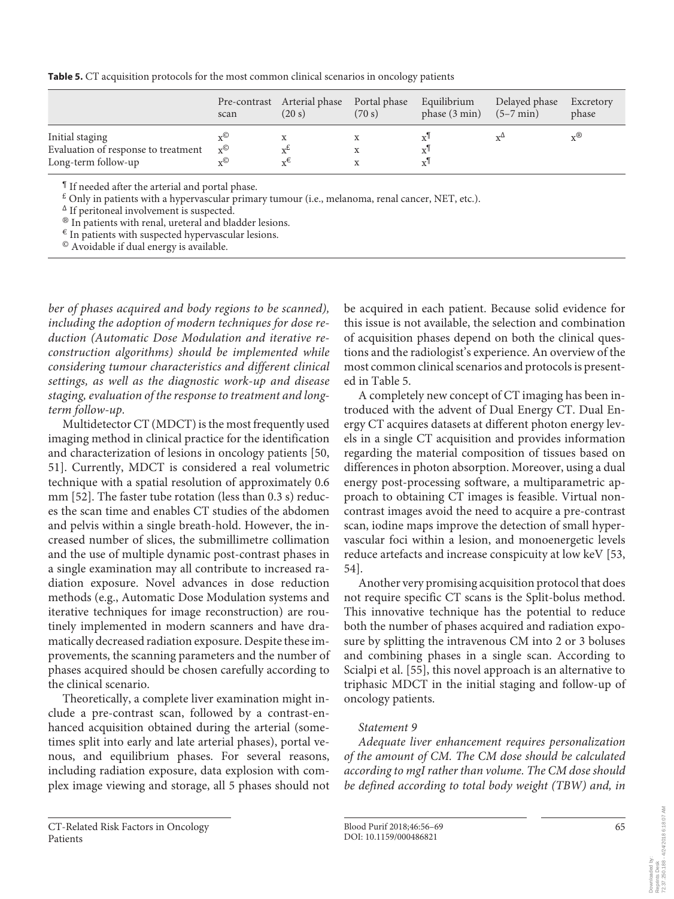**Table 5.** CT acquisition protocols for the most common clinical scenarios in oncology patients

| | Pre-contrast scan | Arterial phase (20 s) | Portal phase (70 s) | Equilibrium phase (3 min) | Delayed phase (5–7 min) | Excretory phase |
|---|---|---|---|---|---|---|
| Initial staging | x© | x | x | x¶ | xΔ | x® |
| Evaluation of response to treatment | x© | x£ | x | x¶ | | |
| Long-term follow-up | x© | x€ | x | x¶ | | |

¶ If needed after the arterial and portal phase.
£ Only in patients with a hypervascular primary tumour (i.e., melanoma, renal cancer, NET, etc.).
Δ If peritoneal involvement is suspected.
® In patients with renal, ureteral and bladder lesions.
€ In patients with suspected hypervascular lesions.
© Avoidable if dual energy is available.

*ber of phases acquired and body regions to be scanned), including the adoption of modern techniques for dose reduction (Automatic Dose Modulation and iterative reconstruction algorithms) should be implemented while considering tumour characteristics and different clinical settings, as well as the diagnostic work-up and disease staging, evaluation of the response to treatment and long-term follow-up.*

Multidetector CT (MDCT) is the most frequently used imaging method in clinical practice for the identification and characterization of lesions in oncology patients [50, 51]. Currently, MDCT is considered a real volumetric technique with a spatial resolution of approximately 0.6 mm [52]. The faster tube rotation (less than 0.3 s) reduces the scan time and enables CT studies of the abdomen and pelvis within a single breath-hold. However, the increased number of slices, the submillimetre collimation and the use of multiple dynamic post-contrast phases in a single examination may all contribute to increased radiation exposure. Novel advances in dose reduction methods (e.g., Automatic Dose Modulation systems and iterative techniques for image reconstruction) are routinely implemented in modern scanners and have dramatically decreased radiation exposure. Despite these improvements, the scanning parameters and the number of phases acquired should be chosen carefully according to the clinical scenario.

Theoretically, a complete liver examination might include a pre-contrast scan, followed by a contrast-enhanced acquisition obtained during the arterial (sometimes split into early and late arterial phases), portal venous, and equilibrium phases. For several reasons, including radiation exposure, data explosion with complex image viewing and storage, all 5 phases should not be acquired in each patient. Because solid evidence for this issue is not available, the selection and combination of acquisition phases depend on both the clinical questions and the radiologist's experience. An overview of the most common clinical scenarios and protocols is presented in Table 5.

A completely new concept of CT imaging has been introduced with the advent of Dual Energy CT. Dual Energy CT acquires datasets at different photon energy levels in a single CT acquisition and provides information regarding the material composition of tissues based on differences in photon absorption. Moreover, using a dual energy post-processing software, a multiparametric approach to obtaining CT images is feasible. Virtual non-contrast images avoid the need to acquire a pre-contrast scan, iodine maps improve the detection of small hypervascular foci within a lesion, and monoenergetic levels reduce artefacts and increase conspicuity at low keV [53, 54].

Another very promising acquisition protocol that does not require specific CT scans is the Split-bolus method. This innovative technique has the potential to reduce both the number of phases acquired and radiation exposure by splitting the intravenous CM into 2 or 3 boluses and combining phases in a single scan. According to Scialpi et al. [55], this novel approach is an alternative to triphasic MDCT in the initial staging and follow-up of oncology patients.

*Statement 9*

*Adequate liver enhancement requires personalization of the amount of CM. The CM dose should be calculated according to mgI rather than volume. The CM dose should be defined according to total body weight (TBW) and, in*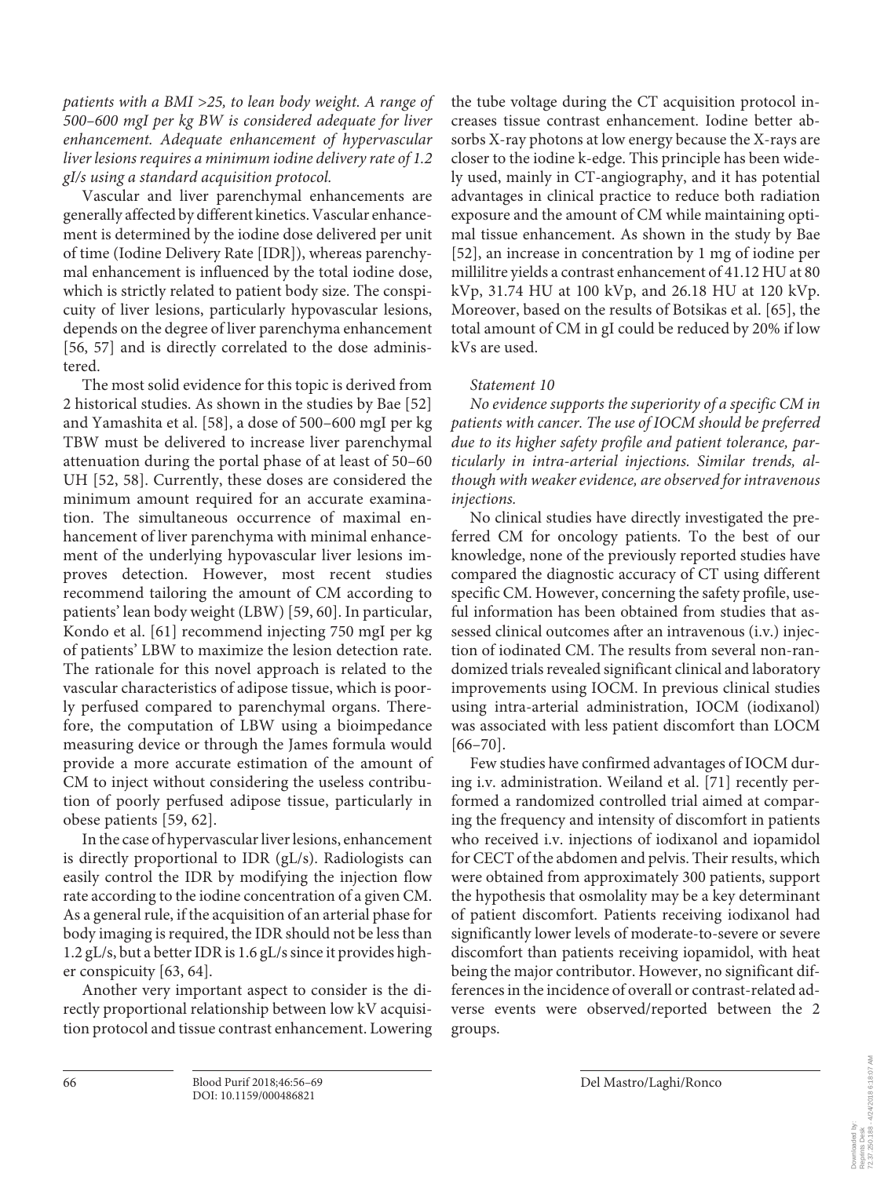*patients with a BMI >25, to lean body weight. A range of 500–600 mgI per kg BW is considered adequate for liver enhancement. Adequate enhancement of hypervascular liver lesions requires a minimum iodine delivery rate of 1.2 gI/s using a standard acquisition protocol.*

Vascular and liver parenchymal enhancements are generally affected by different kinetics. Vascular enhancement is determined by the iodine dose delivered per unit of time (Iodine Delivery Rate [IDR]), whereas parenchymal enhancement is influenced by the total iodine dose, which is strictly related to patient body size. The conspicuity of liver lesions, particularly hypovascular lesions, depends on the degree of liver parenchyma enhancement [56, 57] and is directly correlated to the dose administered.

The most solid evidence for this topic is derived from 2 historical studies. As shown in the studies by Bae [52] and Yamashita et al. [58], a dose of 500–600 mgI per kg TBW must be delivered to increase liver parenchymal attenuation during the portal phase of at least of 50–60 UH [52, 58]. Currently, these doses are considered the minimum amount required for an accurate examination. The simultaneous occurrence of maximal enhancement of liver parenchyma with minimal enhancement of the underlying hypovascular liver lesions improves detection. However, most recent studies recommend tailoring the amount of CM according to patients' lean body weight (LBW) [59, 60]. In particular, Kondo et al. [61] recommend injecting 750 mgI per kg of patients' LBW to maximize the lesion detection rate. The rationale for this novel approach is related to the vascular characteristics of adipose tissue, which is poorly perfused compared to parenchymal organs. Therefore, the computation of LBW using a bioimpedance measuring device or through the James formula would provide a more accurate estimation of the amount of CM to inject without considering the useless contribution of poorly perfused adipose tissue, particularly in obese patients [59, 62].

In the case of hypervascular liver lesions, enhancement is directly proportional to IDR (gL/s). Radiologists can easily control the IDR by modifying the injection flow rate according to the iodine concentration of a given CM. As a general rule, if the acquisition of an arterial phase for body imaging is required, the IDR should not be less than 1.2 gL/s, but a better IDR is 1.6 gL/s since it provides higher conspicuity [63, 64].

Another very important aspect to consider is the directly proportional relationship between low kV acquisition protocol and tissue contrast enhancement. Lowering the tube voltage during the CT acquisition protocol increases tissue contrast enhancement. Iodine better absorbs X-ray photons at low energy because the X-rays are closer to the iodine k-edge. This principle has been widely used, mainly in CT-angiography, and it has potential advantages in clinical practice to reduce both radiation exposure and the amount of CM while maintaining optimal tissue enhancement. As shown in the study by Bae [52], an increase in concentration by 1 mg of iodine per millilitre yields a contrast enhancement of 41.12 HU at 80 kVp, 31.74 HU at 100 kVp, and 26.18 HU at 120 kVp. Moreover, based on the results of Botsikas et al. [65], the total amount of CM in gI could be reduced by 20% if low kVs are used.

*Statement 10*

*No evidence supports the superiority of a specific CM in patients with cancer. The use of IOCM should be preferred due to its higher safety profile and patient tolerance, particularly in intra-arterial injections. Similar trends, although with weaker evidence, are observed for intravenous injections.*

No clinical studies have directly investigated the preferred CM for oncology patients. To the best of our knowledge, none of the previously reported studies have compared the diagnostic accuracy of CT using different specific CM. However, concerning the safety profile, useful information has been obtained from studies that assessed clinical outcomes after an intravenous (i.v.) injection of iodinated CM. The results from several non-randomized trials revealed significant clinical and laboratory improvements using IOCM. In previous clinical studies using intra-arterial administration, IOCM (iodixanol) was associated with less patient discomfort than LOCM [66–70].

Few studies have confirmed advantages of IOCM during i.v. administration. Weiland et al. [71] recently performed a randomized controlled trial aimed at comparing the frequency and intensity of discomfort in patients who received i.v. injections of iodixanol and iopamidol for CECT of the abdomen and pelvis. Their results, which were obtained from approximately 300 patients, support the hypothesis that osmolality may be a key determinant of patient discomfort. Patients receiving iodixanol had significantly lower levels of moderate-to-severe or severe discomfort than patients receiving iopamidol, with heat being the major contributor. However, no significant differences in the incidence of overall or contrast-related adverse events were observed/reported between the 2 groups.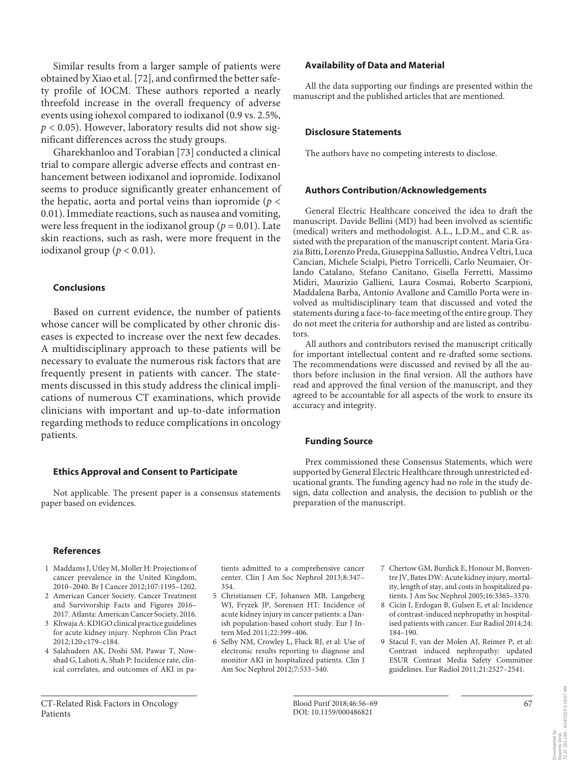Similar results from a larger sample of patients were obtained by Xiao et al. [72], and confirmed the better safety profile of IOCM. These authors reported a nearly threefold increase in the overall frequency of adverse events using iohexol compared to iodixanol (0.9 vs. 2.5%, $p < 0.05$). However, laboratory results did not show significant differences across the study groups.

Gharekhanloo and Torabian [73] conducted a clinical trial to compare allergic adverse effects and contrast enhancement between iodixanol and iopromide. Iodixanol seems to produce significantly greater enhancement of the hepatic, aorta and portal veins than iopromide ($p < 0.01$). Immediate reactions, such as nausea and vomiting, were less frequent in the iodixanol group ($p = 0.01$). Late skin reactions, such as rash, were more frequent in the iodixanol group ($p < 0.01$).

## Conclusions

Based on current evidence, the number of patients whose cancer will be complicated by other chronic diseases is expected to increase over the next few decades. A multidisciplinary approach to these patients will be necessary to evaluate the numerous risk factors that are frequently present in patients with cancer. The statements discussed in this study address the clinical implications of numerous CT examinations, which provide clinicians with important and up-to-date information regarding methods to reduce complications in oncology patients.

## Ethics Approval and Consent to Participate

Not applicable. The present paper is a consensus statements paper based on evidences.

## Availability of Data and Material

All the data supporting our findings are presented within the manuscript and the published articles that are mentioned.

## Disclosure Statements

The authors have no competing interests to disclose.

## Authors Contribution/Acknowledgements

General Electric Healthcare conceived the idea to draft the manuscript. Davide Bellini (MD) had been involved as scientific (medical) writers and methodologist. A.L., L.D.M., and C.R. assisted with the preparation of the manuscript content. Maria Grazia Bitti, Lorenzo Preda, Giuseppina Sallustio, Andrea Veltri, Luca Cancian, Michele Scialpi, Pietro Torricelli, Carlo Neumaier, Orlando Catalano, Stefano Canitano, Gisella Ferretti, Massimo Midiri, Maurizio Gallieni, Laura Cosmai, Roberto Scarpioni, Maddalena Barba, Antonio Avallone and Camillo Porta were involved as multidisciplinary team that discussed and voted the statements during a face-to-face meeting of the entire group. They do not meet the criteria for authorship and are listed as contributors.

All authors and contributors revised the manuscript critically for important intellectual content and re-drafted some sections. The recommendations were discussed and revised by all the authors before inclusion in the final version. All the authors have read and approved the final version of the manuscript, and they agreed to be accountable for all aspects of the work to ensure its accuracy and integrity.

## Funding Source

Prex commissioned these Consensus Statements, which were supported by General Electric Healthcare through unrestricted educational grants. The funding agency had no role in the study design, data collection and analysis, the decision to publish or the preparation of the manuscript.

## References

1. Maddams J, Utley M, Moller H: Projections of cancer prevalence in the United Kingdom, 2010–2040. Br J Cancer 2012;107:1195–1202.
2. American Cancer Society. Cancer Treatment and Survivorship Facts and Figures 2016–2017. Atlanta: American Cancer Society, 2016.
3. Khwaja A: KDIGO clinical practice guidelines for acute kidney injury. Nephron Clin Pract 2012;120:c179–c184.
4. Salahudeen AK, Doshi SM, Pawar T, Nowshad G, Lahoti A, Shah P: Incidence rate, clinical correlates, and outcomes of AKI in patients admitted to a comprehensive cancer center. Clin J Am Soc Nephrol 2013;8:347–354.
5. Christiansen CF, Johansen MB, Langeberg WJ, Fryzek JP, Sorensen HT: Incidence of acute kidney injury in cancer patients: a Danish population-based cohort study. Eur J Intern Med 2011;22:399–406.
6. Selby NM, Crowley L, Fluck RJ, et al: Use of electronic results reporting to diagnose and monitor AKI in hospitalized patients. Clin J Am Soc Nephrol 2012;7:533–540.
7. Chertow GM, Burdick E, Honour M, Bonventre JV, Bates DW: Acute kidney injury, mortality, length of stay, and costs in hospitalized patients. J Am Soc Nephrol 2005;16:3365–3370.
8. Cicin I, Erdogan B, Gulsen E, et al: Incidence of contrast-induced nephropathy in hospitalised patients with cancer. Eur Radiol 2014;24:184–190.
9. Stacul F, van der Molen AJ, Reimer P, et al: Contrast induced nephropathy: updated ESUR Contrast Media Safety Committee guidelines. Eur Radiol 2011;21:2527–2541.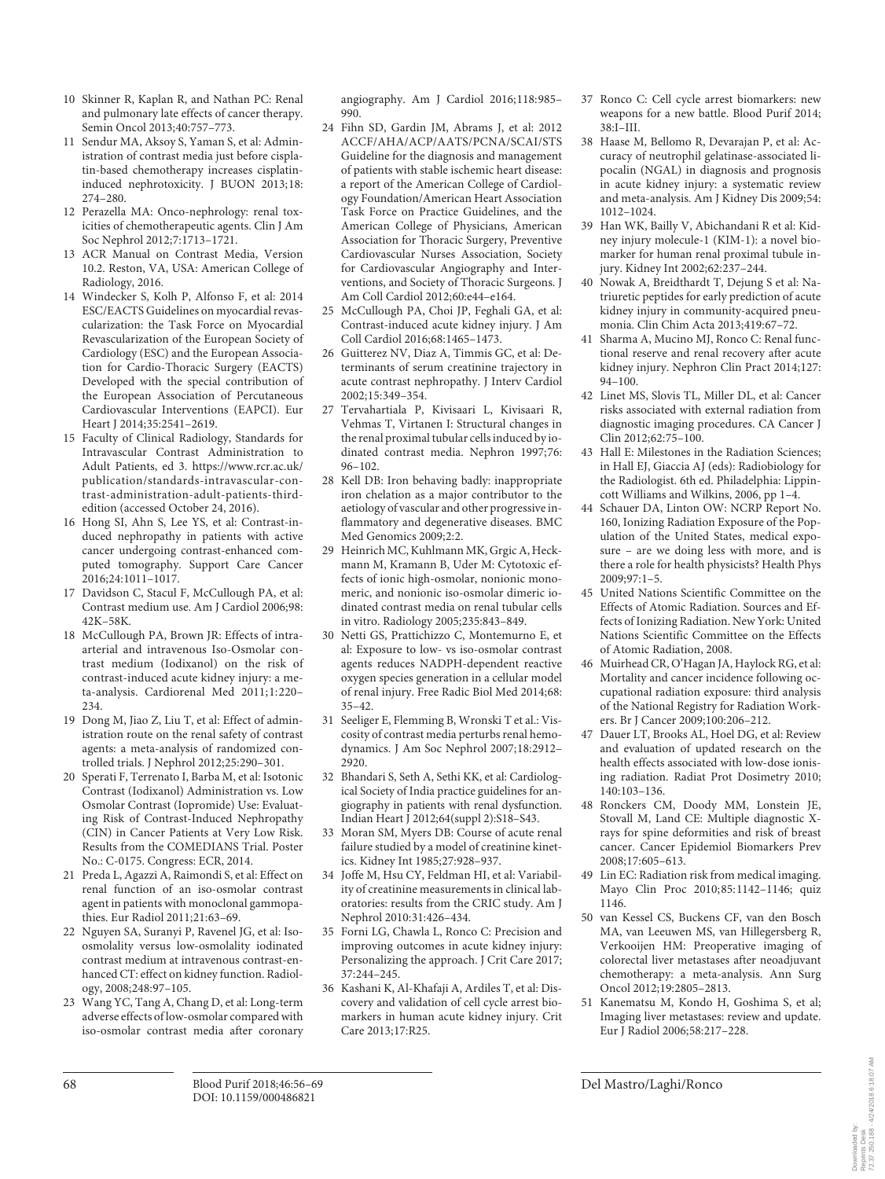10 Skinner R, Kaplan R, and Nathan PC: Renal and pulmonary late effects of cancer therapy. Semin Oncol 2013;40:757–773.

11 Sendur MA, Aksoy S, Yaman S, et al: Administration of contrast media just before cisplatin-based chemotherapy increases cisplatin-induced nephrotoxicity. J BUON 2013;18: 274–280.

12 Perazella MA: Onco-nephrology: renal toxicities of chemotherapeutic agents. Clin J Am Soc Nephrol 2012;7:1713–1721.

13 ACR Manual on Contrast Media, Version 10.2. Reston, VA, USA: American College of Radiology, 2016.

14 Windecker S, Kolh P, Alfonso F, et al: 2014 ESC/EACTS Guidelines on myocardial revascularization: the Task Force on Myocardial Revascularization of the European Society of Cardiology (ESC) and the European Association for Cardio-Thoracic Surgery (EACTS) Developed with the special contribution of the European Association of Percutaneous Cardiovascular Interventions (EAPCI). Eur Heart J 2014;35:2541–2619.

15 Faculty of Clinical Radiology, Standards for Intravascular Contrast Administration to Adult Patients, ed 3. https://www.rcr.ac.uk/publication/standards-intravascular-contrast-administration-adult-patients-third-edition (accessed October 24, 2016).

16 Hong SI, Ahn S, Lee YS, et al: Contrast-induced nephropathy in patients with active cancer undergoing contrast-enhanced computed tomography. Support Care Cancer 2016;24:1011–1017.

17 Davidson C, Stacul F, McCullough PA, et al: Contrast medium use. Am J Cardiol 2006;98: 42K–58K.

18 McCullough PA, Brown JR: Effects of intra-arterial and intravenous Iso-Osmolar contrast medium (Iodixanol) on the risk of contrast-induced acute kidney injury: a meta-analysis. Cardiorenal Med 2011;1:220–234.

19 Dong M, Jiao Z, Liu T, et al: Effect of administration route on the renal safety of contrast agents: a meta-analysis of randomized controlled trials. J Nephrol 2012;25:290–301.

20 Sperati F, Terrenato I, Barba M, et al: Isotonic Contrast (Iodixanol) Administration vs. Low Osmolar Contrast (Iopromide) Use: Evaluating Risk of Contrast-Induced Nephropathy (CIN) in Cancer Patients at Very Low Risk. Results from the COMEDIANS Trial. Poster No.: C-0175. Congress: ECR, 2014.

21 Preda L, Agazzi A, Raimondi S, et al: Effect on renal function of an iso-osmolar contrast agent in patients with monoclonal gammopathies. Eur Radiol 2011;21:63–69.

22 Nguyen SA, Suranyi P, Ravenel JG, et al: Iso-osmolality versus low-osmolality iodinated contrast medium at intravenous contrast-enhanced CT: effect on kidney function. Radiology, 2008;248:97–105.

23 Wang YC, Tang A, Chang D, et al: Long-term adverse effects of low-osmolar compared with iso-osmolar contrast media after coronary angiography. Am J Cardiol 2016;118:985–990.

24 Fihn SD, Gardin JM, Abrams J, et al: 2012 ACCF/AHA/ACP/AATS/PCNA/SCAI/STS Guideline for the diagnosis and management of patients with stable ischemic heart disease: a report of the American College of Cardiology Foundation/American Heart Association Task Force on Practice Guidelines, and the American College of Physicians, American Association for Thoracic Surgery, Preventive Cardiovascular Nurses Association, Society for Cardiovascular Angiography and Interventions, and Society of Thoracic Surgeons. J Am Coll Cardiol 2012;60:e44–e164.

25 McCullough PA, Choi JP, Feghali GA, et al: Contrast-induced acute kidney injury. J Am Coll Cardiol 2016;68:1465–1473.

26 Guitterez NV, Diaz A, Timmis GC, et al: Determinants of serum creatinine trajectory in acute contrast nephropathy. J Interv Cardiol 2002;15:349–354.

27 Tervahartiala P, Kivisaari L, Kivisaari R, Vehmas T, Virtanen I: Structural changes in the renal proximal tubular cells induced by iodinated contrast media. Nephron 1997;76: 96–102.

28 Kell DB: Iron behaving badly: inappropriate iron chelation as a major contributor to the aetiology of vascular and other progressive inflammatory and degenerative diseases. BMC Med Genomics 2009;2:2.

29 Heinrich MC, Kuhlmann MK, Grgic A, Heckmann M, Kramann B, Uder M: Cytotoxic effects of ionic high-osmolar, nonionic monomeric, and nonionic iso-osmolar dimeric iodinated contrast media on renal tubular cells in vitro. Radiology 2005;235:843–849.

30 Netti GS, Prattichizzo C, Montemurno E, et al: Exposure to low- vs iso-osmolar contrast agents reduces NADPH-dependent reactive oxygen species generation in a cellular model of renal injury. Free Radic Biol Med 2014;68: 35–42.

31 Seeliger E, Flemming B, Wronski T et al.: Viscosity of contrast media perturbs renal hemodynamics. J Am Soc Nephrol 2007;18:2912–2920.

32 Bhandari S, Seth A, Sethi KK, et al: Cardiological Society of India practice guidelines for angiography in patients with renal dysfunction. Indian Heart J 2012;64(suppl 2):S18–S43.

33 Moran SM, Myers DB: Course of acute renal failure studied by a model of creatinine kinetics. Kidney Int 1985;27:928–937.

34 Joffe M, Hsu CY, Feldman HI, et al: Variability of creatinine measurements in clinical laboratories: results from the CRIC study. Am J Nephrol 2010:31:426–434.

35 Forni LG, Chawla L, Ronco C: Precision and improving outcomes in acute kidney injury: Personalizing the approach. J Crit Care 2017; 37:244–245.

36 Kashani K, Al-Khafaji A, Ardiles T, et al: Discovery and validation of cell cycle arrest biomarkers in human acute kidney injury. Crit Care 2013;17:R25.

37 Ronco C: Cell cycle arrest biomarkers: new weapons for a new battle. Blood Purif 2014; 38:I–III.

38 Haase M, Bellomo R, Devarajan P, et al: Accuracy of neutrophil gelatinase-associated lipocalin (NGAL) in diagnosis and prognosis in acute kidney injury: a systematic review and meta-analysis. Am J Kidney Dis 2009;54: 1012–1024.

39 Han WK, Bailly V, Abichandani R et al: Kidney injury molecule-1 (KIM-1): a novel biomarker for human renal proximal tubule injury. Kidney Int 2002;62:237–244.

40 Nowak A, Breidthardt T, Dejung S et al: Natriuretic peptides for early prediction of acute kidney injury in community-acquired pneumonia. Clin Chim Acta 2013;419:67–72.

41 Sharma A, Mucino MJ, Ronco C: Renal functional reserve and renal recovery after acute kidney injury. Nephron Clin Pract 2014;127: 94–100.

42 Linet MS, Slovis TL, Miller DL, et al: Cancer risks associated with external radiation from diagnostic imaging procedures. CA Cancer J Clin 2012;62:75–100.

43 Hall E: Milestones in the Radiation Sciences; in Hall EJ, Giaccia AJ (eds): Radiobiology for the Radiologist. 6th ed. Philadelphia: Lippincott Williams and Wilkins, 2006, pp 1–4.

44 Schauer DA, Linton OW: NCRP Report No. 160, Ionizing Radiation Exposure of the Population of the United States, medical exposure – are we doing less with more, and is there a role for health physicists? Health Phys 2009;97:1–5.

45 United Nations Scientific Committee on the Effects of Atomic Radiation. Sources and Effects of Ionizing Radiation. New York: United Nations Scientific Committee on the Effects of Atomic Radiation, 2008.

46 Muirhead CR, O'Hagan JA, Haylock RG, et al: Mortality and cancer incidence following occupational radiation exposure: third analysis of the National Registry for Radiation Workers. Br J Cancer 2009;100:206–212.

47 Dauer LT, Brooks AL, Hoel DG, et al: Review and evaluation of updated research on the health effects associated with low-dose ionising radiation. Radiat Prot Dosimetry 2010; 140:103–136.

48 Ronckers CM, Doody MM, Lonstein JE, Stovall M, Land CE: Multiple diagnostic X-rays for spine deformities and risk of breast cancer. Cancer Epidemiol Biomarkers Prev 2008;17:605–613.

49 Lin EC: Radiation risk from medical imaging. Mayo Clin Proc 2010;85:1142–1146; quiz 1146.

50 van Kessel CS, Buckens CF, van den Bosch MA, van Leeuwen MS, van Hillegersberg R, Verkooijen HM: Preoperative imaging of colorectal liver metastases after neoadjuvant chemotherapy: a meta-analysis. Ann Surg Oncol 2012;19:2805–2813.

51 Kanematsu M, Kondo H, Goshima S, et al; Imaging liver metastases: review and update. Eur J Radiol 2006;58:217–228.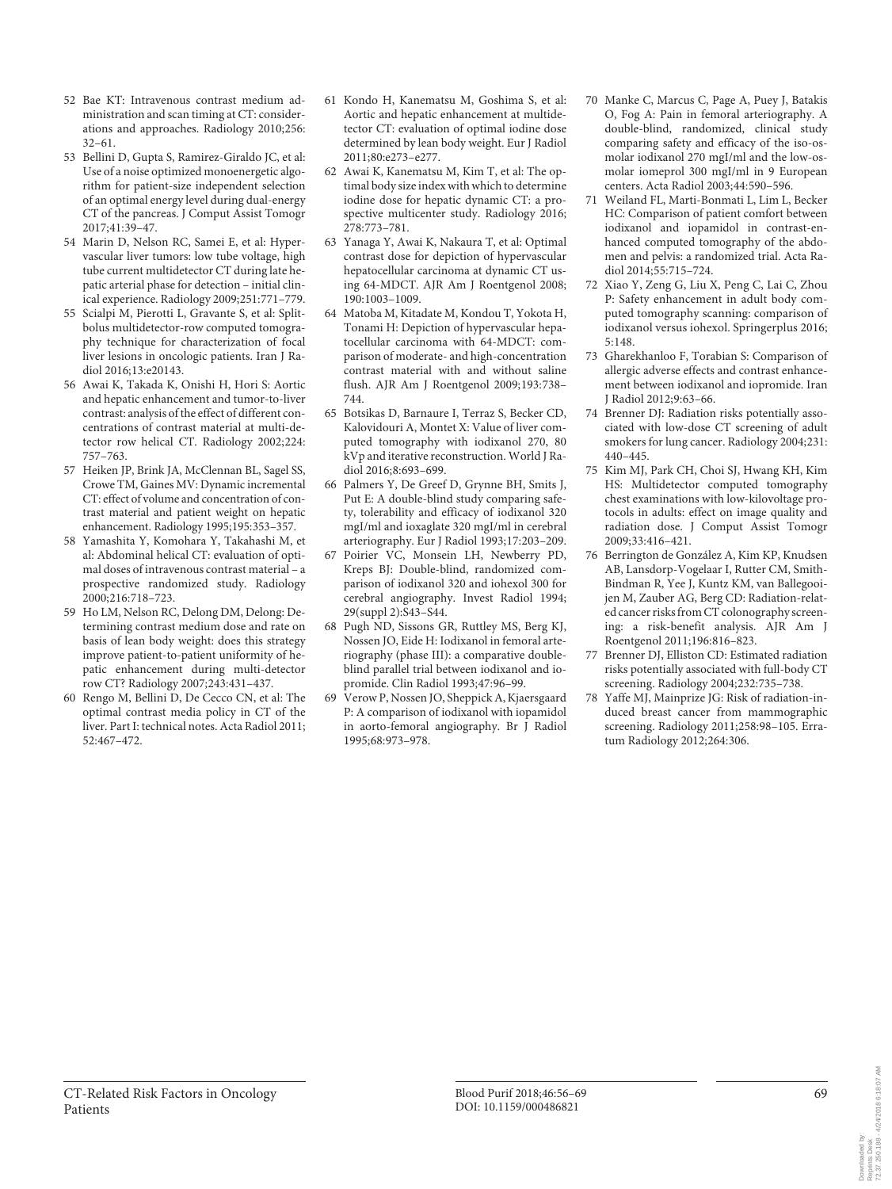52 Bae KT: Intravenous contrast medium administration and scan timing at CT: considerations and approaches. Radiology 2010;256:32–61.

53 Bellini D, Gupta S, Ramirez-Giraldo JC, et al: Use of a noise optimized monoenergetic algorithm for patient-size independent selection of an optimal energy level during dual-energy CT of the pancreas. J Comput Assist Tomogr 2017;41:39–47.

54 Marin D, Nelson RC, Samei E, et al: Hypervascular liver tumors: low tube voltage, high tube current multidetector CT during late hepatic arterial phase for detection – initial clinical experience. Radiology 2009;251:771–779.

55 Scialpi M, Pierotti L, Gravante S, et al: Split-bolus multidetector-row computed tomography technique for characterization of focal liver lesions in oncologic patients. Iran J Radiol 2016;13:e20143.

56 Awai K, Takada K, Onishi H, Hori S: Aortic and hepatic enhancement and tumor-to-liver contrast: analysis of the effect of different concentrations of contrast material at multi-detector row helical CT. Radiology 2002;224:757–763.

57 Heiken JP, Brink JA, McClennan BL, Sagel SS, Crowe TM, Gaines MV: Dynamic incremental CT: effect of volume and concentration of contrast material and patient weight on hepatic enhancement. Radiology 1995;195:353–357.

58 Yamashita Y, Komohara Y, Takahashi M, et al: Abdominal helical CT: evaluation of optimal doses of intravenous contrast material – a prospective randomized study. Radiology 2000;216:718–723.

59 Ho LM, Nelson RC, Delong DM, Delong: Determining contrast medium dose and rate on basis of lean body weight: does this strategy improve patient-to-patient uniformity of hepatic enhancement during multi-detector row CT? Radiology 2007;243:431–437.

60 Rengo M, Bellini D, De Cecco CN, et al: The optimal contrast media policy in CT of the liver. Part I: technical notes. Acta Radiol 2011;52:467–472.

61 Kondo H, Kanematsu M, Goshima S, et al: Aortic and hepatic enhancement at multidetector CT: evaluation of optimal iodine dose determined by lean body weight. Eur J Radiol 2011;80:e273–e277.

62 Awai K, Kanematsu M, Kim T, et al: The optimal body size index with which to determine iodine dose for hepatic dynamic CT: a prospective multicenter study. Radiology 2016;278:773–781.

63 Yanaga Y, Awai K, Nakaura T, et al: Optimal contrast dose for depiction of hypervascular hepatocellular carcinoma at dynamic CT using 64-MDCT. AJR Am J Roentgenol 2008;190:1003–1009.

64 Matoba M, Kitadate M, Kondou T, Yokota H, Tonami H: Depiction of hypervascular hepatocellular carcinoma with 64-MDCT: comparison of moderate- and high-concentration contrast material with and without saline flush. AJR Am J Roentgenol 2009;193:738–744.

65 Botsikas D, Barnaure I, Terraz S, Becker CD, Kalovidouri A, Montet X: Value of liver computed tomography with iodixanol 270, 80 kVp and iterative reconstruction. World J Radiol 2016;8:693–699.

66 Palmers Y, De Greef D, Grynne BH, Smits J, Put E: A double-blind study comparing safety, tolerability and efficacy of iodixanol 320 mgI/ml and ioxaglate 320 mgI/ml in cerebral arteriography. Eur J Radiol 1993;17:203–209.

67 Poirier VC, Monsein LH, Newberry PD, Kreps BJ: Double-blind, randomized comparison of iodixanol 320 and iohexol 300 for cerebral angiography. Invest Radiol 1994;29(suppl 2):S43–S44.

68 Pugh ND, Sissons GR, Ruttley MS, Berg KJ, Nossen JO, Eide H: Iodixanol in femoral arteriography (phase III): a comparative double-blind parallel trial between iodixanol and iopromide. Clin Radiol 1993;47:96–99.

69 Verow P, Nossen JO, Sheppick A, Kjaersgaard P: A comparison of iodixanol with iopamidol in aorto-femoral angiography. Br J Radiol 1995;68:973–978.

70 Manke C, Marcus C, Page A, Puey J, Batakis O, Fog A: Pain in femoral arteriography. A double-blind, randomized, clinical study comparing safety and efficacy of the iso-osmolar iodixanol 270 mgI/ml and the low-osmolar iomeprol 300 mgI/ml in 9 European centers. Acta Radiol 2003;44:590–596.

71 Weiland FL, Marti-Bonmati L, Lim L, Becker HC: Comparison of patient comfort between iodixanol and iopamidol in contrast-enhanced computed tomography of the abdomen and pelvis: a randomized trial. Acta Radiol 2014;55:715–724.

72 Xiao Y, Zeng G, Liu X, Peng C, Lai C, Zhou P: Safety enhancement in adult body computed tomography scanning: comparison of iodixanol versus iohexol. Springerplus 2016;5:148.

73 Gharekhanloo F, Torabian S: Comparison of allergic adverse effects and contrast enhancement between iodixanol and iopromide. Iran J Radiol 2012;9:63–66.

74 Brenner DJ: Radiation risks potentially associated with low-dose CT screening of adult smokers for lung cancer. Radiology 2004;231:440–445.

75 Kim MJ, Park CH, Choi SJ, Hwang KH, Kim HS: Multidetector computed tomography chest examinations with low-kilovoltage protocols in adults: effect on image quality and radiation dose. J Comput Assist Tomogr 2009;33:416–421.

76 Berrington de González A, Kim KP, Knudsen AB, Lansdorp-Vogelaar I, Rutter CM, Smith-Bindman R, Yee J, Kuntz KM, van Ballegooijen M, Zauber AG, Berg CD: Radiation-related cancer risks from CT colonography screening: a risk-benefit analysis. AJR Am J Roentgenol 2011;196:816–823.

77 Brenner DJ, Elliston CD: Estimated radiation risks potentially associated with full-body CT screening. Radiology 2004;232:735–738.

78 Yaffe MJ, Mainprize JG: Risk of radiation-induced breast cancer from mammographic screening. Radiology 2011;258:98–105. Erratum Radiology 2012;264:306.